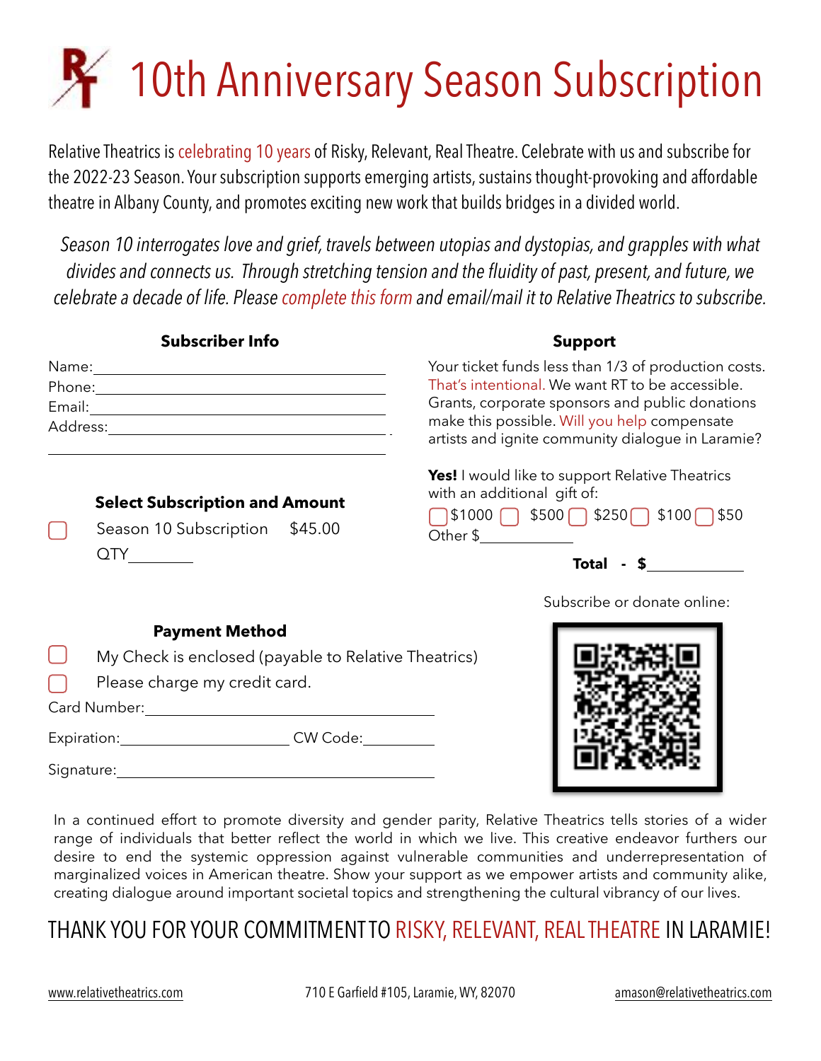# 10th Anniversary Season Subscription

Relative Theatrics is celebrating 10 years of Risky, Relevant, Real Theatre. Celebrate with us and subscribe for the 2022-23 Season. Your subscription supports emerging artists, sustains thought-provoking and affordable theatre in Albany County, and promotes exciting new work that builds bridges in a divided world.

*Season 10 interrogates love and grief, travels between utopias and dystopias, and grapples with what divides and connects us. Through stretching tension and the fluidity of past, present, and future, we celebrate a decade of life. Please complete this form and email/mail it to Relative Theatrics to subscribe.*

### Subscriber Info

Name:\_\_\_\_\_\_\_\_\_\_\_\_\_\_\_\_\_\_\_\_\_\_\_\_\_\_\_\_

Phone:\_\_\_\_\_\_\_\_\_\_\_\_\_\_\_\_\_\_\_\_\_\_\_\_\_\_\_\_

Email:\_\_\_\_\_\_\_\_\_\_\_\_\_\_\_\_\_\_\_\_\_\_\_\_\_\_\_\_

Address:\_\_\_\_\_\_\_\_\_\_\_\_\_\_\_\_\_\_\_\_\_\_\_\_\_\_\_\_

\_\_\_\_\_\_\_\_\_\_\_\_\_\_\_\_\_\_\_\_\_\_\_\_\_\_\_\_\_\_\_\_\_\_\_

### Select Subscription and Amount

☐ Season 10 Subscription $45.00

QTY\_\_\_\_\_\_\_

### Support

Your ticket funds less than 1/3 of production costs. That's intentional. We want RT to be accessible. Grants, corporate sponsors and public donations make this possible. Will you help compensate artists and ignite community dialogue in Laramie?

**Yes!** I would like to support Relative Theatrics with an additional gift of:

☐ $1000 ☐ $500 ☐ $250 ☐ $100 ☐ $50

Other $\_\_\_\_\_\_\_\_\_\_

**Total - $**\_\_\_\_\_\_\_\_\_\_

Subscribe or donate online:

### Payment Method

☐ My Check is enclosed (payable to Relative Theatrics)

☐ Please charge my credit card.

Card Number:\_\_\_\_\_\_\_\_\_\_\_\_\_\_\_\_\_\_\_\_\_\_\_\_\_\_\_\_

Expiration:\_\_\_\_\_\_\_\_\_\_\_\_\_\_\_\_ CW Code:\_\_\_\_\_\_\_\_

Signature:\_\_\_\_\_\_\_\_\_\_\_\_\_\_\_\_\_\_\_\_\_\_\_\_\_\_\_\_

In a continued effort to promote diversity and gender parity, Relative Theatrics tells stories of a wider range of individuals that better reflect the world in which we live. This creative endeavor furthers our desire to end the systemic oppression against vulnerable communities and underrepresentation of marginalized voices in American theatre. Show your support as we empower artists and community alike, creating dialogue around important societal topics and strengthening the cultural vibrancy of our lives.

## THANK YOU FOR YOUR COMMITMENT TO RISKY, RELEVANT, REAL THEATRE IN LARAMIE!

www.relativetheatrics.com 710 E Garfield #105, Laramie, WY, 82070 amason@relativetheatrics.com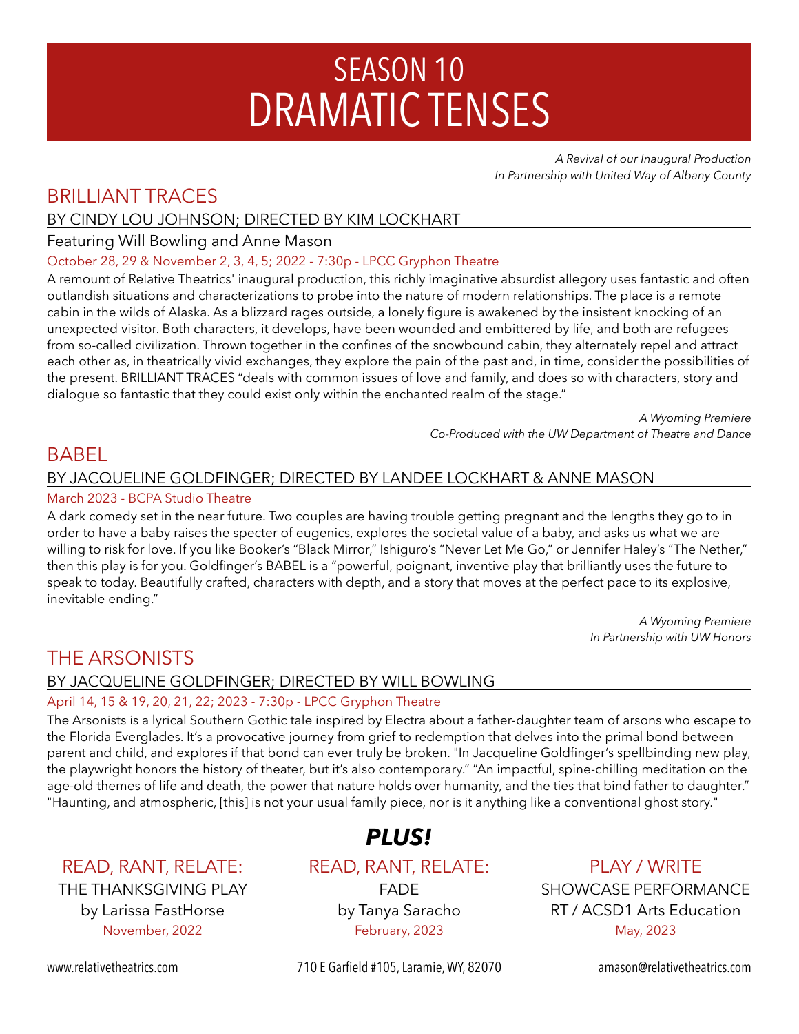# SEASON 10
# DRAMATIC TENSES

*A Revival of our Inaugural Production*
*In Partnership with United Way of Albany County*

## BRILLIANT TRACES

### BY CINDY LOU JOHNSON; DIRECTED BY KIM LOCKHART

Featuring Will Bowling and Anne Mason

October 28, 29 & November 2, 3, 4, 5; 2022 - 7:30p - LPCC Gryphon Theatre

A remount of Relative Theatrics' inaugural production, this richly imaginative absurdist allegory uses fantastic and often outlandish situations and characterizations to probe into the nature of modern relationships. The place is a remote cabin in the wilds of Alaska. As a blizzard rages outside, a lonely figure is awakened by the insistent knocking of an unexpected visitor. Both characters, it develops, have been wounded and embittered by life, and both are refugees from so-called civilization. Thrown together in the confines of the snowbound cabin, they alternately repel and attract each other as, in theatrically vivid exchanges, they explore the pain of the past and, in time, consider the possibilities of the present. BRILLIANT TRACES "deals with common issues of love and family, and does so with characters, story and dialogue so fantastic that they could exist only within the enchanted realm of the stage."

*A Wyoming Premiere*
*Co-Produced with the UW Department of Theatre and Dance*

## BABEL

### BY JACQUELINE GOLDFINGER; DIRECTED BY LANDEE LOCKHART & ANNE MASON

March 2023 - BCPA Studio Theatre

A dark comedy set in the near future. Two couples are having trouble getting pregnant and the lengths they go to in order to have a baby raises the specter of eugenics, explores the societal value of a baby, and asks us what we are willing to risk for love. If you like Booker's "Black Mirror," Ishiguro's "Never Let Me Go," or Jennifer Haley's "The Nether," then this play is for you. Goldfinger's BABEL is a "powerful, poignant, inventive play that brilliantly uses the future to speak to today. Beautifully crafted, characters with depth, and a story that moves at the perfect pace to its explosive, inevitable ending."

*A Wyoming Premiere*
*In Partnership with UW Honors*

## THE ARSONISTS

### BY JACQUELINE GOLDFINGER; DIRECTED BY WILL BOWLING

April 14, 15 & 19, 20, 21, 22; 2023 - 7:30p - LPCC Gryphon Theatre

The Arsonists is a lyrical Southern Gothic tale inspired by Electra about a father-daughter team of arsons who escape to the Florida Everglades. It's a provocative journey from grief to redemption that delves into the primal bond between parent and child, and explores if that bond can ever truly be broken. "In Jacqueline Goldfinger's spellbinding new play, the playwright honors the history of theater, but it's also contemporary." "An impactful, spine-chilling meditation on the age-old themes of life and death, the power that nature holds over humanity, and the ties that bind father to daughter." "Haunting, and atmospheric, [this] is not your usual family piece, nor is it anything like a conventional ghost story."

## ***PLUS!***

**READ, RANT, RELATE:**
THE THANKSGIVING PLAY
by Larissa FastHorse
November, 2022

**READ, RANT, RELATE:**
FADE
by Tanya Saracho
February, 2023

**PLAY / WRITE**
SHOWCASE PERFORMANCE
RT / ACSD1 Arts Education
May, 2023

www.relativetheatrics.com | 710 E Garfield #105, Laramie, WY, 82070 | amason@relativetheatrics.com